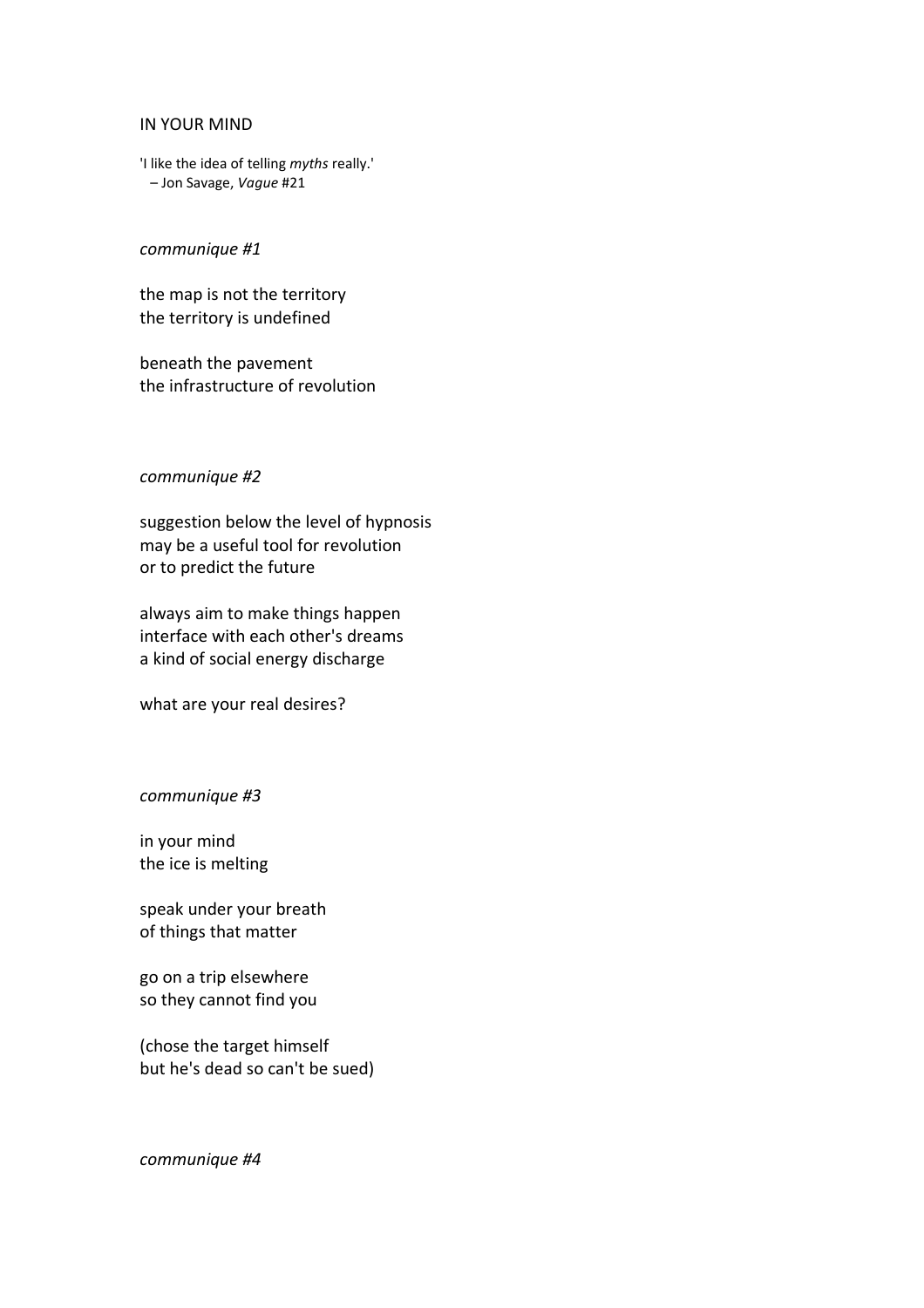# IN YOUR MIND

'I like the idea of telling *myths* really.'
– Jon Savage, *Vague* #21

*communique #1*

the map is not the territory
the territory is undefined

beneath the pavement
the infrastructure of revolution

*communique #2*

suggestion below the level of hypnosis
may be a useful tool for revolution
or to predict the future

always aim to make things happen
interface with each other's dreams
a kind of social energy discharge

what are your real desires?

*communique #3*

in your mind
the ice is melting

speak under your breath
of things that matter

go on a trip elsewhere
so they cannot find you

(chose the target himself
but he's dead so can't be sued)

*communique #4*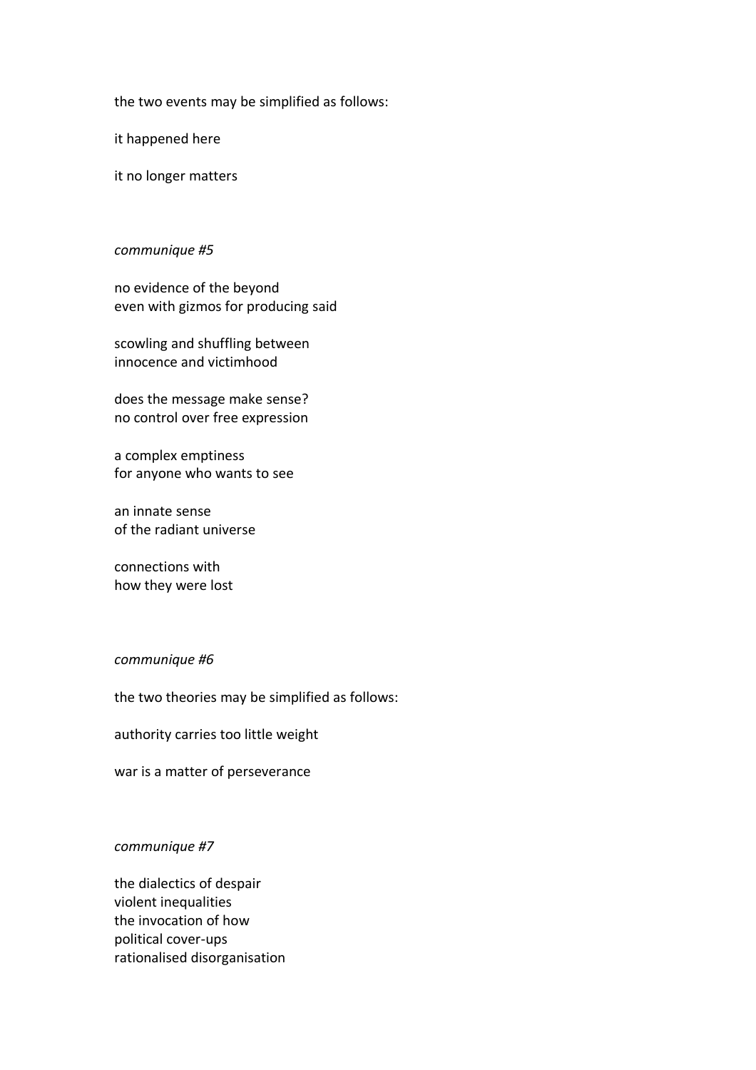the two events may be simplified as follows:

it happened here

it no longer matters

*communique #5*

no evidence of the beyond  
even with gizmos for producing said

scowling and shuffling between  
innocence and victimhood

does the message make sense?  
no control over free expression

a complex emptiness  
for anyone who wants to see

an innate sense  
of the radiant universe

connections with  
how they were lost

*communique #6*

the two theories may be simplified as follows:

authority carries too little weight

war is a matter of perseverance

*communique #7*

the dialectics of despair  
violent inequalities  
the invocation of how  
political cover-ups  
rationalised disorganisation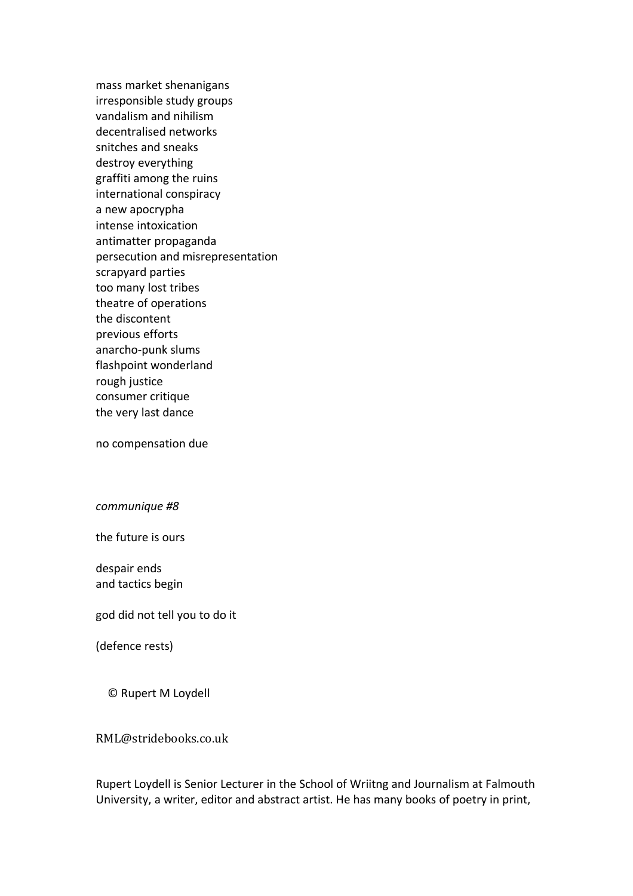mass market shenanigans  
irresponsible study groups  
vandalism and nihilism  
decentralised networks  
snitches and sneaks  
destroy everything  
graffiti among the ruins  
international conspiracy  
a new apocrypha  
intense intoxication  
antimatter propaganda  
persecution and misrepresentation  
scrapyard parties  
too many lost tribes  
theatre of operations  
the discontent  
previous efforts  
anarcho-punk slums  
flashpoint wonderland  
rough justice  
consumer critique  
the very last dance

no compensation due

*communique #8*

the future is ours

despair ends  
and tactics begin

god did not tell you to do it

(defence rests)

© Rupert M Loydell

RML@stridebooks.co.uk

Rupert Loydell is Senior Lecturer in the School of Wriitng and Journalism at Falmouth University, a writer, editor and abstract artist. He has many books of poetry in print,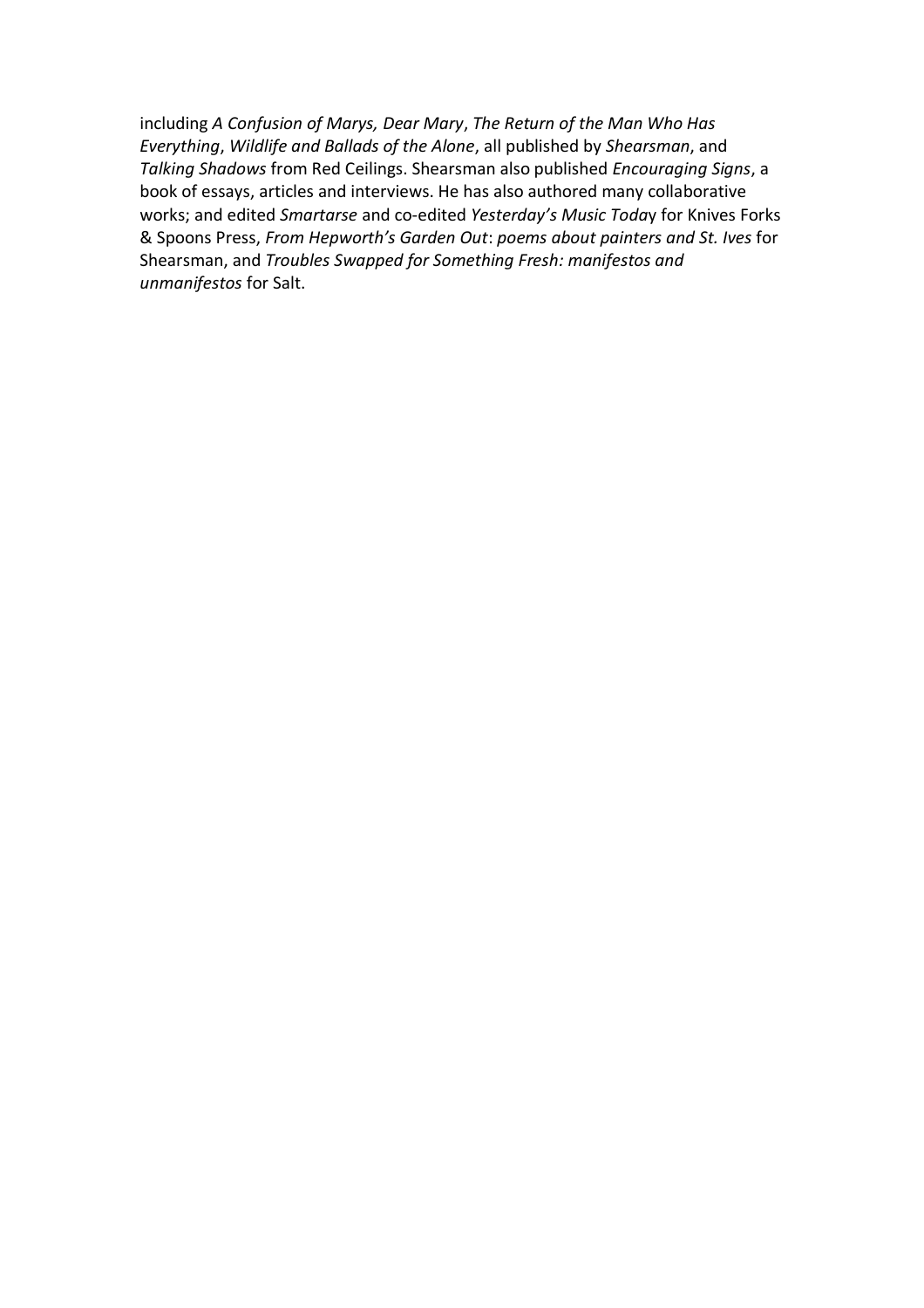including *A Confusion of Marys, Dear Mary*, *The Return of the Man Who Has Everything*, *Wildlife and Ballads of the Alone*, all published by *Shearsman*, and *Talking Shadows* from Red Ceilings. Shearsman also published *Encouraging Signs*, a book of essays, articles and interviews. He has also authored many collaborative works; and edited *Smartarse* and co-edited *Yesterday's Music Toda*y for Knives Forks & Spoons Press, *From Hepworth's Garden Out*: *poems about painters and St. Ives* for Shearsman, and *Troubles Swapped for Something Fresh: manifestos and unmanifestos* for Salt.